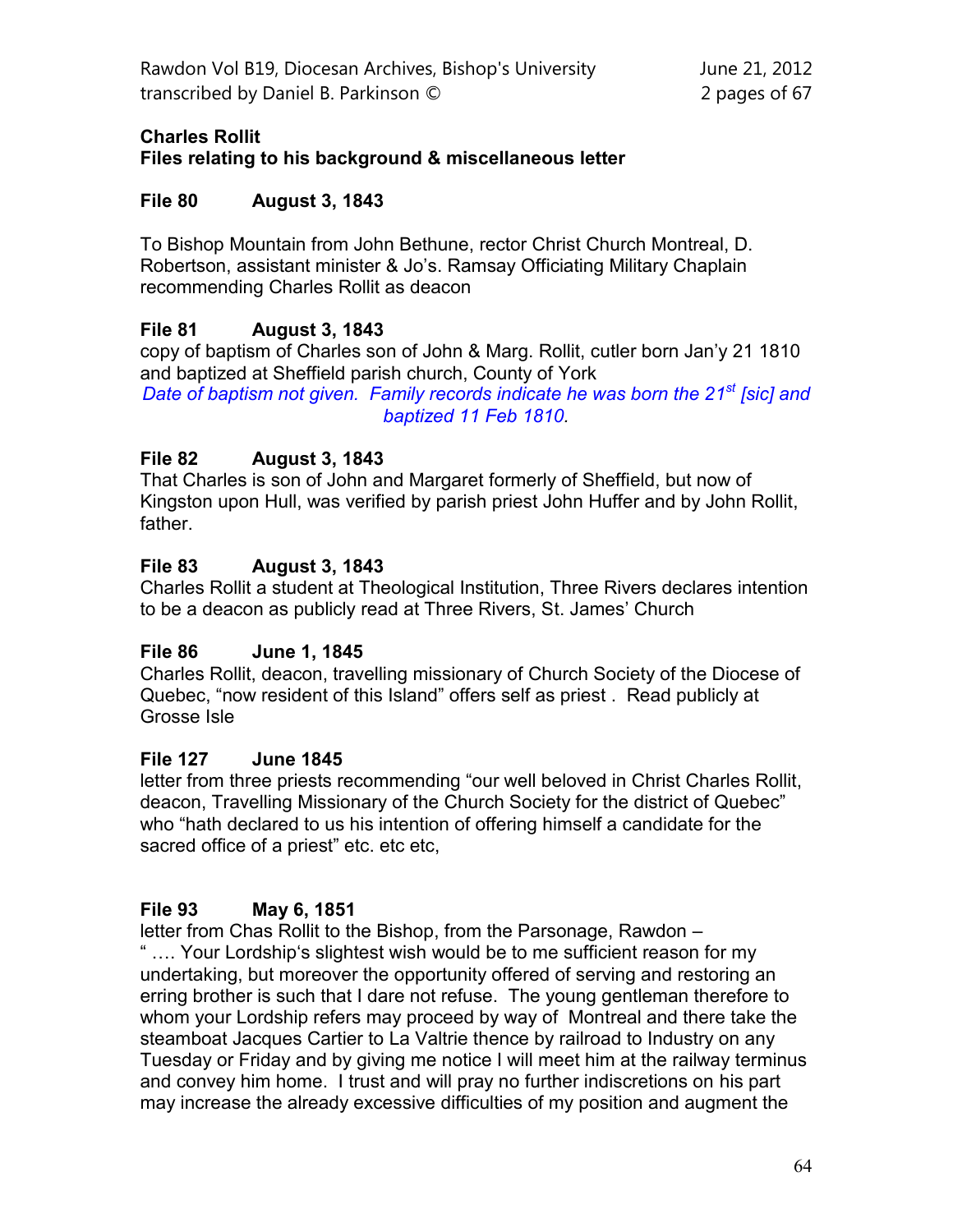**Charles Rollit**
**Files relating to his background & miscellaneous letter**

**File 80 August 3, 1843**

To Bishop Mountain from John Bethune, rector Christ Church Montreal, D. Robertson, assistant minister & Jo's. Ramsay Officiating Military Chaplain recommending Charles Rollit as deacon

**File 81 August 3, 1843**
copy of baptism of Charles son of John & Marg. Rollit, cutler born Jan'y 21 1810 and baptized at Sheffield parish church, County of York
*Date of baptism not given. Family records indicate he was born the 21st [sic] and baptized 11 Feb 1810.*

**File 82 August 3, 1843**
That Charles is son of John and Margaret formerly of Sheffield, but now of Kingston upon Hull, was verified by parish priest John Huffer and by John Rollit, father.

**File 83 August 3, 1843**
Charles Rollit a student at Theological Institution, Three Rivers declares intention to be a deacon as publicly read at Three Rivers, St. James' Church

**File 86 June 1, 1845**
Charles Rollit, deacon, travelling missionary of Church Society of the Diocese of Quebec, "now resident of this Island" offers self as priest . Read publicly at Grosse Isle

**File 127 June 1845**
letter from three priests recommending "our well beloved in Christ Charles Rollit, deacon, Travelling Missionary of the Church Society for the district of Quebec" who "hath declared to us his intention of offering himself a candidate for the sacred office of a priest" etc. etc etc,

**File 93 May 6, 1851**
letter from Chas Rollit to the Bishop, from the Parsonage, Rawdon –
" …. Your Lordship's slightest wish would be to me sufficient reason for my undertaking, but moreover the opportunity offered of serving and restoring an erring brother is such that I dare not refuse. The young gentleman therefore to whom your Lordship refers may proceed by way of Montreal and there take the steamboat Jacques Cartier to La Valtrie thence by railroad to Industry on any Tuesday or Friday and by giving me notice I will meet him at the railway terminus and convey him home. I trust and will pray no further indiscretions on his part may increase the already excessive difficulties of my position and augment the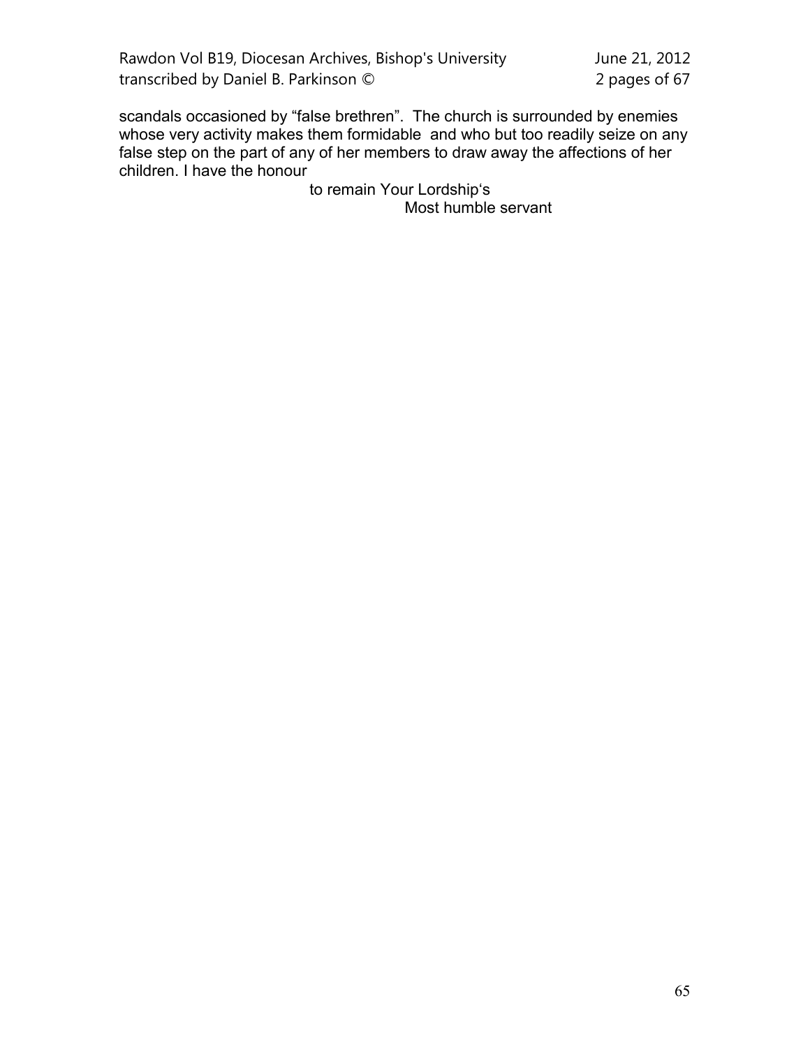scandals occasioned by "false brethren". The church is surrounded by enemies whose very activity makes them formidable and who but too readily seize on any false step on the part of any of her members to draw away the affections of her children. I have the honour

to remain Your Lordship's

Most humble servant